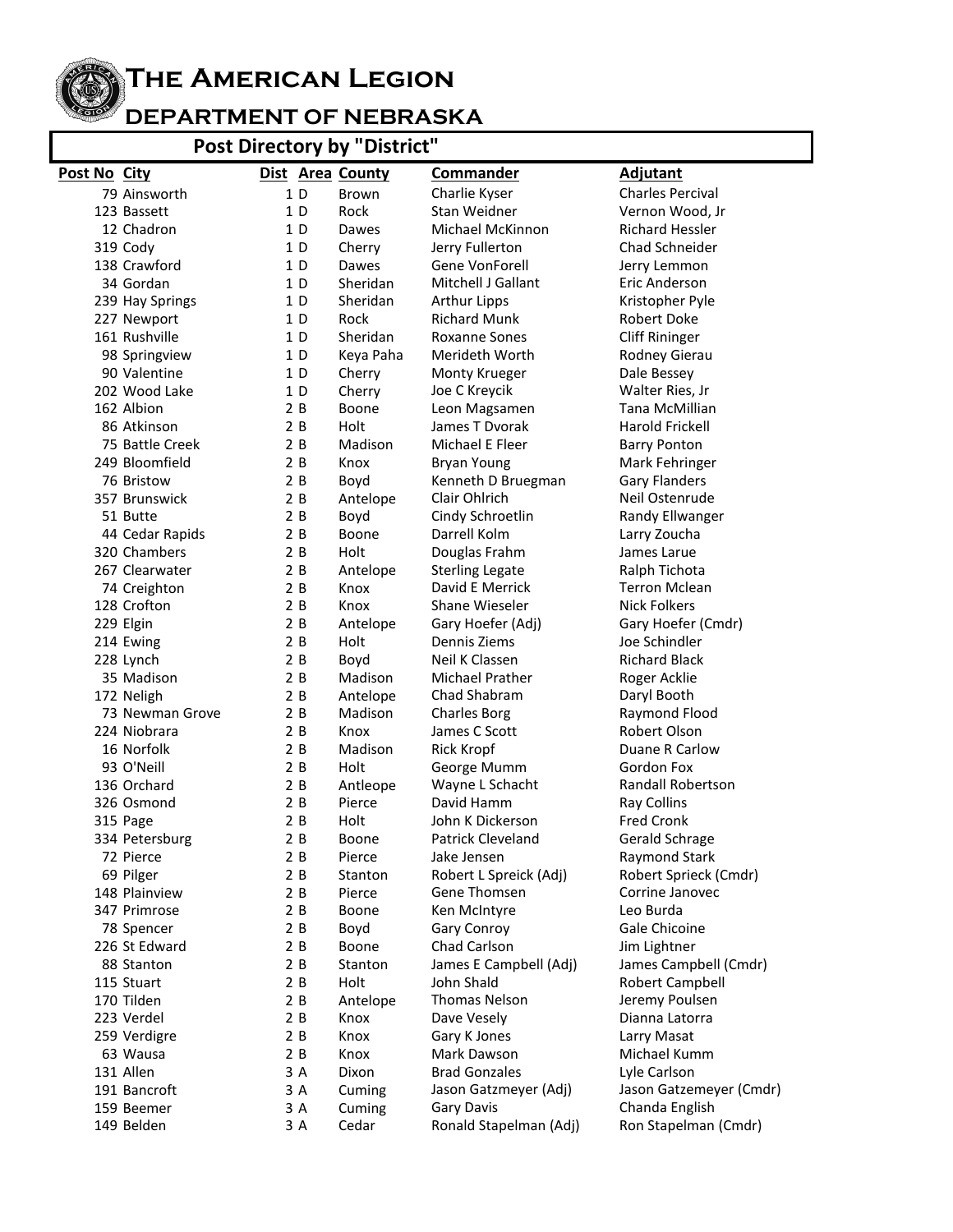# The American Legion

## DEPARTMENT OF NEBRASKA

### Post Directory by "District"

| Post No | City | Dist | Area | County | Commander | Adjutant |
|---|---|---|---|---|---|---|
| 79 | Ainsworth | 1 | D | Brown | Charlie Kyser | Charles Percival |
| 123 | Bassett | 1 | D | Rock | Stan Weidner | Vernon Wood, Jr |
| 12 | Chadron | 1 | D | Dawes | Michael McKinnon | Richard Hessler |
| 319 | Cody | 1 | D | Cherry | Jerry Fullerton | Chad Schneider |
| 138 | Crawford | 1 | D | Dawes | Gene VonForell | Jerry Lemmon |
| 34 | Gordan | 1 | D | Sheridan | Mitchell J Gallant | Eric Anderson |
| 239 | Hay Springs | 1 | D | Sheridan | Arthur Lipps | Kristopher Pyle |
| 227 | Newport | 1 | D | Rock | Richard Munk | Robert Doke |
| 161 | Rushville | 1 | D | Sheridan | Roxanne Sones | Cliff Rininger |
| 98 | Springview | 1 | D | Keya Paha | Merideth Worth | Rodney Gierau |
| 90 | Valentine | 1 | D | Cherry | Monty Krueger | Dale Bessey |
| 202 | Wood Lake | 1 | D | Cherry | Joe C Kreycik | Walter Ries, Jr |
| 162 | Albion | 2 | B | Boone | Leon Magsamen | Tana McMillian |
| 86 | Atkinson | 2 | B | Holt | James T Dvorak | Harold Frickell |
| 75 | Battle Creek | 2 | B | Madison | Michael E Fleer | Barry Ponton |
| 249 | Bloomfield | 2 | B | Knox | Bryan Young | Mark Fehringer |
| 76 | Bristow | 2 | B | Boyd | Kenneth D Bruegman | Gary Flanders |
| 357 | Brunswick | 2 | B | Antelope | Clair Ohlrich | Neil Ostenrude |
| 51 | Butte | 2 | B | Boyd | Cindy Schroetlin | Randy Ellwanger |
| 44 | Cedar Rapids | 2 | B | Boone | Darrell Kolm | Larry Zoucha |
| 320 | Chambers | 2 | B | Holt | Douglas Frahm | James Larue |
| 267 | Clearwater | 2 | B | Antelope | Sterling Legate | Ralph Tichota |
| 74 | Creighton | 2 | B | Knox | David E Merrick | Terron Mclean |
| 128 | Crofton | 2 | B | Knox | Shane Wieseler | Nick Folkers |
| 229 | Elgin | 2 | B | Antelope | Gary Hoefer (Adj) | Gary Hoefer (Cmdr) |
| 214 | Ewing | 2 | B | Holt | Dennis Ziems | Joe Schindler |
| 228 | Lynch | 2 | B | Boyd | Neil K Classen | Richard Black |
| 35 | Madison | 2 | B | Madison | Michael Prather | Roger Acklie |
| 172 | Neligh | 2 | B | Antelope | Chad Shabram | Daryl Booth |
| 73 | Newman Grove | 2 | B | Madison | Charles Borg | Raymond Flood |
| 224 | Niobrara | 2 | B | Knox | James C Scott | Robert Olson |
| 16 | Norfolk | 2 | B | Madison | Rick Kropf | Duane R Carlow |
| 93 | O'Neill | 2 | B | Holt | George Mumm | Gordon Fox |
| 136 | Orchard | 2 | B | Antleope | Wayne L Schacht | Randall Robertson |
| 326 | Osmond | 2 | B | Pierce | David Hamm | Ray Collins |
| 315 | Page | 2 | B | Holt | John K Dickerson | Fred Cronk |
| 334 | Petersburg | 2 | B | Boone | Patrick Cleveland | Gerald Schrage |
| 72 | Pierce | 2 | B | Pierce | Jake Jensen | Raymond Stark |
| 69 | Pilger | 2 | B | Stanton | Robert L Spreick (Adj) | Robert Sprieck (Cmdr) |
| 148 | Plainview | 2 | B | Pierce | Gene Thomsen | Corrine Janovec |
| 347 | Primrose | 2 | B | Boone | Ken McIntyre | Leo Burda |
| 78 | Spencer | 2 | B | Boyd | Gary Conroy | Gale Chicoine |
| 226 | St Edward | 2 | B | Boone | Chad Carlson | Jim Lightner |
| 88 | Stanton | 2 | B | Stanton | James E Campbell (Adj) | James Campbell (Cmdr) |
| 115 | Stuart | 2 | B | Holt | John Shald | Robert Campbell |
| 170 | Tilden | 2 | B | Antelope | Thomas Nelson | Jeremy Poulsen |
| 223 | Verdel | 2 | B | Knox | Dave Vesely | Dianna Latorra |
| 259 | Verdigre | 2 | B | Knox | Gary K Jones | Larry Masat |
| 63 | Wausa | 2 | B | Knox | Mark Dawson | Michael Kumm |
| 131 | Allen | 3 | A | Dixon | Brad Gonzales | Lyle Carlson |
| 191 | Bancroft | 3 | A | Cuming | Jason Gatzmeyer (Adj) | Jason Gatzemeyer (Cmdr) |
| 159 | Beemer | 3 | A | Cuming | Gary Davis | Chanda English |
| 149 | Belden | 3 | A | Cedar | Ronald Stapelman (Adj) | Ron Stapelman (Cmdr) |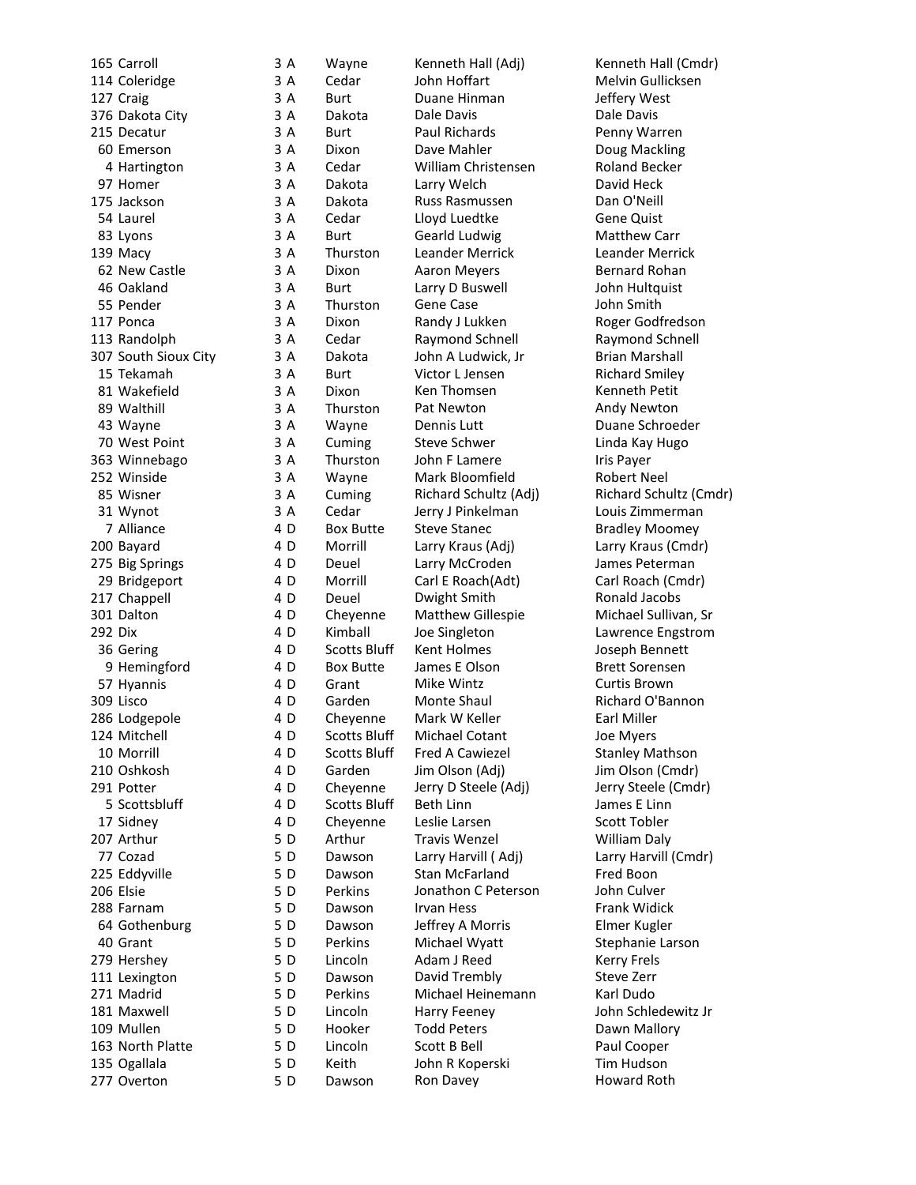| | | | | | |
|---|---|---|---|---|---|
| 165 | Carroll | 3 A | Wayne | Kenneth Hall (Adj) | Kenneth Hall (Cmdr) |
| 114 | Coleridge | 3 A | Cedar | John Hoffart | Melvin Gullicksen |
| 127 | Craig | 3 A | Burt | Duane Hinman | Jeffery West |
| 376 | Dakota City | 3 A | Dakota | Dale Davis | Dale Davis |
| 215 | Decatur | 3 A | Burt | Paul Richards | Penny Warren |
| 60 | Emerson | 3 A | Dixon | Dave Mahler | Doug Mackling |
| 4 | Hartington | 3 A | Cedar | William Christensen | Roland Becker |
| 97 | Homer | 3 A | Dakota | Larry Welch | David Heck |
| 175 | Jackson | 3 A | Dakota | Russ Rasmussen | Dan O'Neill |
| 54 | Laurel | 3 A | Cedar | Lloyd Luedtke | Gene Quist |
| 83 | Lyons | 3 A | Burt | Gearld Ludwig | Matthew Carr |
| 139 | Macy | 3 A | Thurston | Leander Merrick | Leander Merrick |
| 62 | New Castle | 3 A | Dixon | Aaron Meyers | Bernard Rohan |
| 46 | Oakland | 3 A | Burt | Larry D Buswell | John Hultquist |
| 55 | Pender | 3 A | Thurston | Gene Case | John Smith |
| 117 | Ponca | 3 A | Dixon | Randy J Lukken | Roger Godfredson |
| 113 | Randolph | 3 A | Cedar | Raymond Schnell | Raymond Schnell |
| 307 | South Sioux City | 3 A | Dakota | John A Ludwick, Jr | Brian Marshall |
| 15 | Tekamah | 3 A | Burt | Victor L Jensen | Richard Smiley |
| 81 | Wakefield | 3 A | Dixon | Ken Thomsen | Kenneth Petit |
| 89 | Walthill | 3 A | Thurston | Pat Newton | Andy Newton |
| 43 | Wayne | 3 A | Wayne | Dennis Lutt | Duane Schroeder |
| 70 | West Point | 3 A | Cuming | Steve Schwer | Linda Kay Hugo |
| 363 | Winnebago | 3 A | Thurston | John F Lamere | Iris Payer |
| 252 | Winside | 3 A | Wayne | Mark Bloomfield | Robert Neel |
| 85 | Wisner | 3 A | Cuming | Richard Schultz (Adj) | Richard Schultz (Cmdr) |
| 31 | Wynot | 3 A | Cedar | Jerry J Pinkelman | Louis Zimmerman |
| 7 | Alliance | 4 D | Box Butte | Steve Stanec | Bradley Moomey |
| 200 | Bayard | 4 D | Morrill | Larry Kraus (Adj) | Larry Kraus (Cmdr) |
| 275 | Big Springs | 4 D | Deuel | Larry McCroden | James Peterman |
| 29 | Bridgeport | 4 D | Morrill | Carl E Roach(Adt) | Carl Roach (Cmdr) |
| 217 | Chappell | 4 D | Deuel | Dwight Smith | Ronald Jacobs |
| 301 | Dalton | 4 D | Cheyenne | Matthew Gillespie | Michael Sullivan, Sr |
| 292 | Dix | 4 D | Kimball | Joe Singleton | Lawrence Engstrom |
| 36 | Gering | 4 D | Scotts Bluff | Kent Holmes | Joseph Bennett |
| 9 | Hemingford | 4 D | Box Butte | James E Olson | Brett Sorensen |
| 57 | Hyannis | 4 D | Grant | Mike Wintz | Curtis Brown |
| 309 | Lisco | 4 D | Garden | Monte Shaul | Richard O'Bannon |
| 286 | Lodgepole | 4 D | Cheyenne | Mark W Keller | Earl Miller |
| 124 | Mitchell | 4 D | Scotts Bluff | Michael Cotant | Joe Myers |
| 10 | Morrill | 4 D | Scotts Bluff | Fred A Cawiezel | Stanley Mathson |
| 210 | Oshkosh | 4 D | Garden | Jim Olson (Adj) | Jim Olson (Cmdr) |
| 291 | Potter | 4 D | Cheyenne | Jerry D Steele (Adj) | Jerry Steele (Cmdr) |
| 5 | Scottsbluff | 4 D | Scotts Bluff | Beth Linn | James E Linn |
| 17 | Sidney | 4 D | Cheyenne | Leslie Larsen | Scott Tobler |
| 207 | Arthur | 5 D | Arthur | Travis Wenzel | William Daly |
| 77 | Cozad | 5 D | Dawson | Larry Harvill ( Adj) | Larry Harvill (Cmdr) |
| 225 | Eddyville | 5 D | Dawson | Stan McFarland | Fred Boon |
| 206 | Elsie | 5 D | Perkins | Jonathon C Peterson | John Culver |
| 288 | Farnam | 5 D | Dawson | Irvan Hess | Frank Widick |
| 64 | Gothenburg | 5 D | Dawson | Jeffrey A Morris | Elmer Kugler |
| 40 | Grant | 5 D | Perkins | Michael Wyatt | Stephanie Larson |
| 279 | Hershey | 5 D | Lincoln | Adam J Reed | Kerry Frels |
| 111 | Lexington | 5 D | Dawson | David Trembly | Steve Zerr |
| 271 | Madrid | 5 D | Perkins | Michael Heinemann | Karl Dudo |
| 181 | Maxwell | 5 D | Lincoln | Harry Feeney | John Schledewitz Jr |
| 109 | Mullen | 5 D | Hooker | Todd Peters | Dawn Mallory |
| 163 | North Platte | 5 D | Lincoln | Scott B Bell | Paul Cooper |
| 135 | Ogallala | 5 D | Keith | John R Koperski | Tim Hudson |
| 277 | Overton | 5 D | Dawson | Ron Davey | Howard Roth |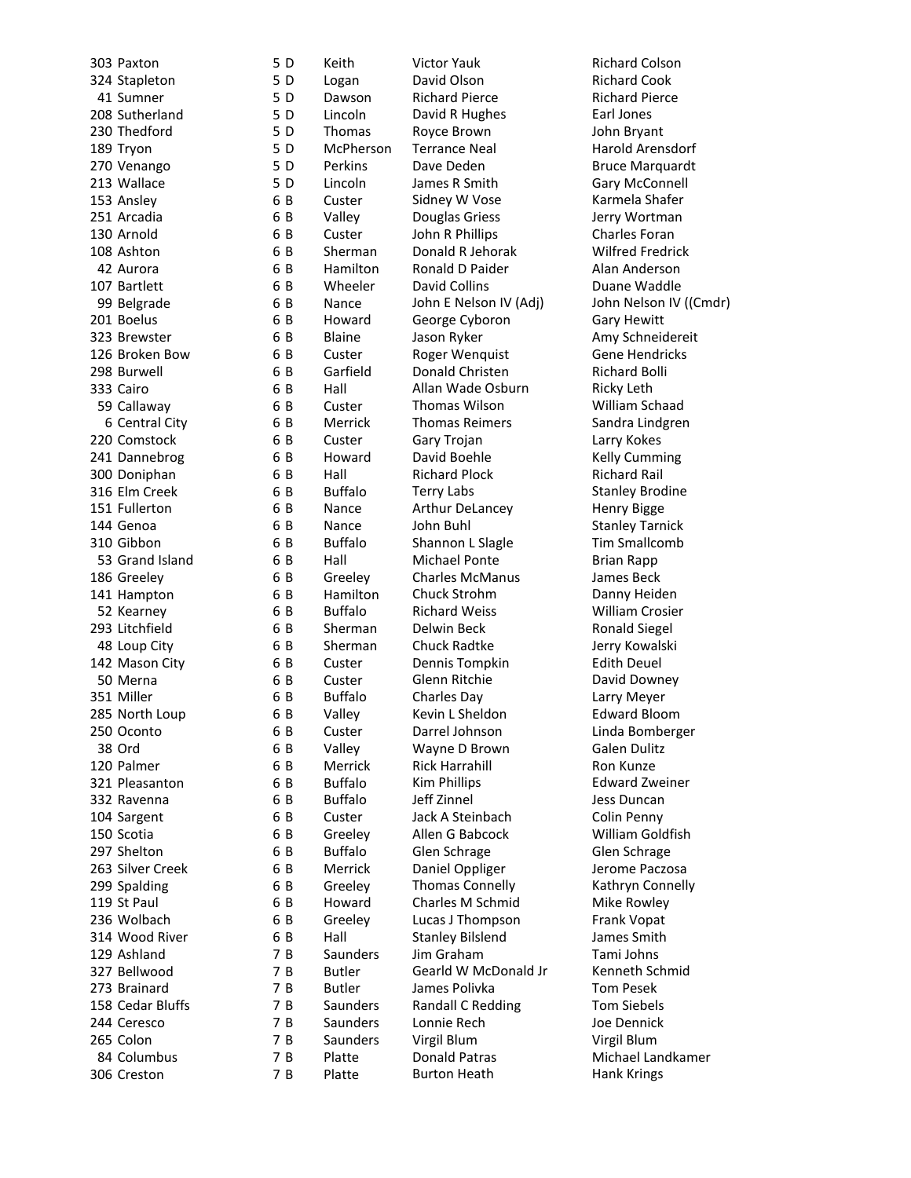| | | | | | | |
|---|---|---|---|---|---|---|
| 303 | Paxton | 5 | D | Keith | Victor Yauk | Richard Colson |
| 324 | Stapleton | 5 | D | Logan | David Olson | Richard Cook |
| 41 | Sumner | 5 | D | Dawson | Richard Pierce | Richard Pierce |
| 208 | Sutherland | 5 | D | Lincoln | David R Hughes | Earl Jones |
| 230 | Thedford | 5 | D | Thomas | Royce Brown | John Bryant |
| 189 | Tryon | 5 | D | McPherson | Terrance Neal | Harold Arensdorf |
| 270 | Venango | 5 | D | Perkins | Dave Deden | Bruce Marquardt |
| 213 | Wallace | 5 | D | Lincoln | James R Smith | Gary McConnell |
| 153 | Ansley | 6 | B | Custer | Sidney W Vose | Karmela Shafer |
| 251 | Arcadia | 6 | B | Valley | Douglas Griess | Jerry Wortman |
| 130 | Arnold | 6 | B | Custer | John R Phillips | Charles Foran |
| 108 | Ashton | 6 | B | Sherman | Donald R Jehorak | Wilfred Fredrick |
| 42 | Aurora | 6 | B | Hamilton | Ronald D Paider | Alan Anderson |
| 107 | Bartlett | 6 | B | Wheeler | David Collins | Duane Waddle |
| 99 | Belgrade | 6 | B | Nance | John E Nelson IV (Adj) | John Nelson IV ((Cmdr) |
| 201 | Boelus | 6 | B | Howard | George Cyboron | Gary Hewitt |
| 323 | Brewster | 6 | B | Blaine | Jason Ryker | Amy Schneidereit |
| 126 | Broken Bow | 6 | B | Custer | Roger Wenquist | Gene Hendricks |
| 298 | Burwell | 6 | B | Garfield | Donald Christen | Richard Bolli |
| 333 | Cairo | 6 | B | Hall | Allan Wade Osburn | Ricky Leth |
| 59 | Callaway | 6 | B | Custer | Thomas Wilson | William Schaad |
| 6 | Central City | 6 | B | Merrick | Thomas Reimers | Sandra Lindgren |
| 220 | Comstock | 6 | B | Custer | Gary Trojan | Larry Kokes |
| 241 | Dannebrog | 6 | B | Howard | David Boehle | Kelly Cumming |
| 300 | Doniphan | 6 | B | Hall | Richard Plock | Richard Rail |
| 316 | Elm Creek | 6 | B | Buffalo | Terry Labs | Stanley Brodine |
| 151 | Fullerton | 6 | B | Nance | Arthur DeLancey | Henry Bigge |
| 144 | Genoa | 6 | B | Nance | John Buhl | Stanley Tarnick |
| 310 | Gibbon | 6 | B | Buffalo | Shannon L Slagle | Tim Smallcomb |
| 53 | Grand Island | 6 | B | Hall | Michael Ponte | Brian Rapp |
| 186 | Greeley | 6 | B | Greeley | Charles McManus | James Beck |
| 141 | Hampton | 6 | B | Hamilton | Chuck Strohm | Danny Heiden |
| 52 | Kearney | 6 | B | Buffalo | Richard Weiss | William Crosier |
| 293 | Litchfield | 6 | B | Sherman | Delwin Beck | Ronald Siegel |
| 48 | Loup City | 6 | B | Sherman | Chuck Radtke | Jerry Kowalski |
| 142 | Mason City | 6 | B | Custer | Dennis Tompkin | Edith Deuel |
| 50 | Merna | 6 | B | Custer | Glenn Ritchie | David Downey |
| 351 | Miller | 6 | B | Buffalo | Charles Day | Larry Meyer |
| 285 | North Loup | 6 | B | Valley | Kevin L Sheldon | Edward Bloom |
| 250 | Oconto | 6 | B | Custer | Darrel Johnson | Linda Bomberger |
| 38 | Ord | 6 | B | Valley | Wayne D Brown | Galen Dulitz |
| 120 | Palmer | 6 | B | Merrick | Rick Harrahill | Ron Kunze |
| 321 | Pleasanton | 6 | B | Buffalo | Kim Phillips | Edward Zweiner |
| 332 | Ravenna | 6 | B | Buffalo | Jeff Zinnel | Jess Duncan |
| 104 | Sargent | 6 | B | Custer | Jack A Steinbach | Colin Penny |
| 150 | Scotia | 6 | B | Greeley | Allen G Babcock | William Goldfish |
| 297 | Shelton | 6 | B | Buffalo | Glen Schrage | Glen Schrage |
| 263 | Silver Creek | 6 | B | Merrick | Daniel Oppliger | Jerome Paczosa |
| 299 | Spalding | 6 | B | Greeley | Thomas Connelly | Kathryn Connelly |
| 119 | St Paul | 6 | B | Howard | Charles M Schmid | Mike Rowley |
| 236 | Wolbach | 6 | B | Greeley | Lucas J Thompson | Frank Vopat |
| 314 | Wood River | 6 | B | Hall | Stanley Bilslend | James Smith |
| 129 | Ashland | 7 | B | Saunders | Jim Graham | Tami Johns |
| 327 | Bellwood | 7 | B | Butler | Gearld W McDonald Jr | Kenneth Schmid |
| 273 | Brainard | 7 | B | Butler | James Polivka | Tom Pesek |
| 158 | Cedar Bluffs | 7 | B | Saunders | Randall C Redding | Tom Siebels |
| 244 | Ceresco | 7 | B | Saunders | Lonnie Rech | Joe Dennick |
| 265 | Colon | 7 | B | Saunders | Virgil Blum | Virgil Blum |
| 84 | Columbus | 7 | B | Platte | Donald Patras | Michael Landkamer |
| 306 | Creston | 7 | B | Platte | Burton Heath | Hank Krings |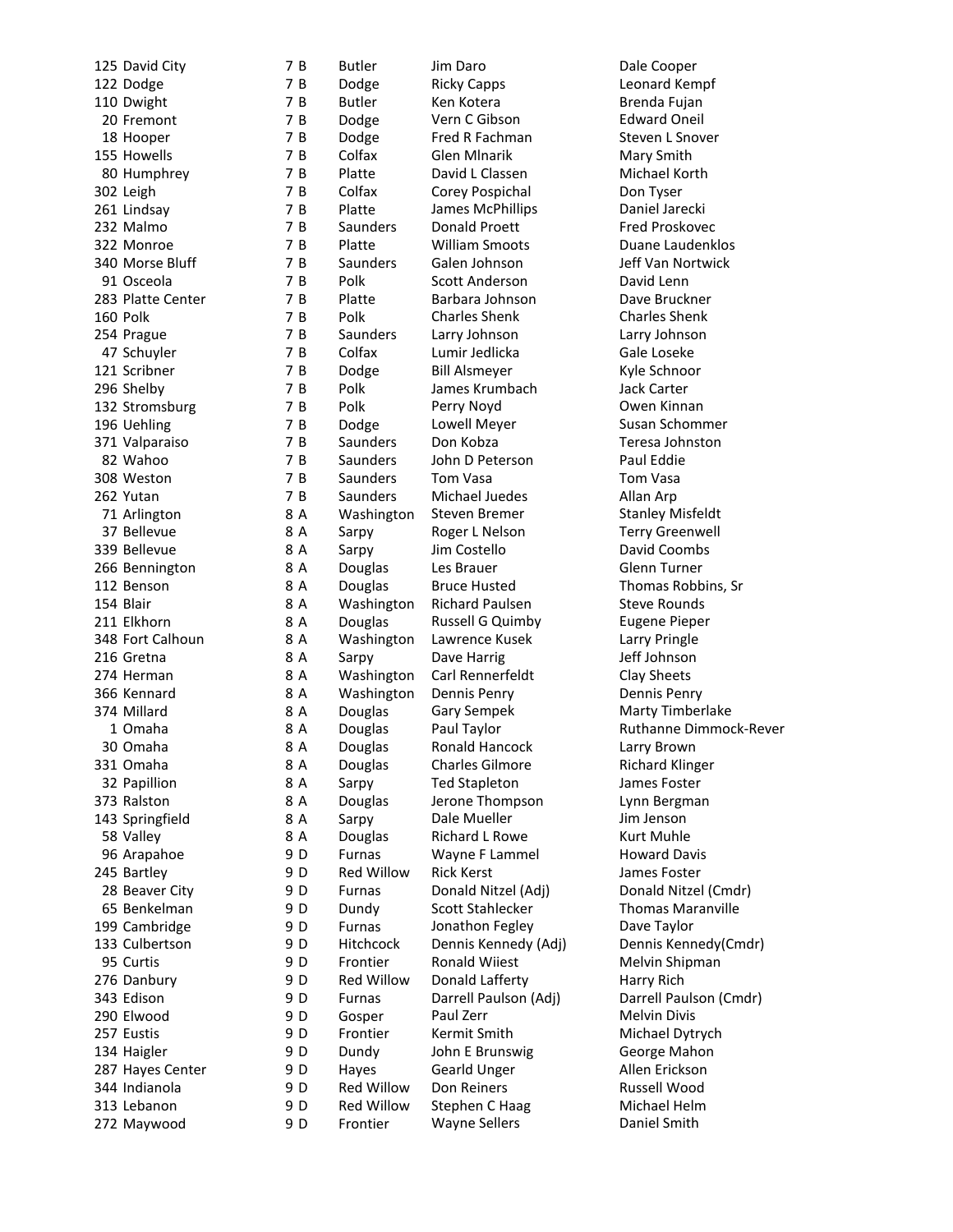| | | | | | | |
|---|---|---|---|---|---|---|
| 125 | David City | 7 | B | Butler | Jim Daro | Dale Cooper |
| 122 | Dodge | 7 | B | Dodge | Ricky Capps | Leonard Kempf |
| 110 | Dwight | 7 | B | Butler | Ken Kotera | Brenda Fujan |
| 20 | Fremont | 7 | B | Dodge | Vern C Gibson | Edward Oneil |
| 18 | Hooper | 7 | B | Dodge | Fred R Fachman | Steven L Snover |
| 155 | Howells | 7 | B | Colfax | Glen Mlnarik | Mary Smith |
| 80 | Humphrey | 7 | B | Platte | David L Classen | Michael Korth |
| 302 | Leigh | 7 | B | Colfax | Corey Pospichal | Don Tyser |
| 261 | Lindsay | 7 | B | Platte | James McPhillips | Daniel Jarecki |
| 232 | Malmo | 7 | B | Saunders | Donald Proett | Fred Proskovec |
| 322 | Monroe | 7 | B | Platte | William Smoots | Duane Laudenklos |
| 340 | Morse Bluff | 7 | B | Saunders | Galen Johnson | Jeff Van Nortwick |
| 91 | Osceola | 7 | B | Polk | Scott Anderson | David Lenn |
| 283 | Platte Center | 7 | B | Platte | Barbara Johnson | Dave Bruckner |
| 160 | Polk | 7 | B | Polk | Charles Shenk | Charles Shenk |
| 254 | Prague | 7 | B | Saunders | Larry Johnson | Larry Johnson |
| 47 | Schuyler | 7 | B | Colfax | Lumir Jedlicka | Gale Loseke |
| 121 | Scribner | 7 | B | Dodge | Bill Alsmeyer | Kyle Schnoor |
| 296 | Shelby | 7 | B | Polk | James Krumbach | Jack Carter |
| 132 | Stromsburg | 7 | B | Polk | Perry Noyd | Owen Kinnan |
| 196 | Uehling | 7 | B | Dodge | Lowell Meyer | Susan Schommer |
| 371 | Valparaiso | 7 | B | Saunders | Don Kobza | Teresa Johnston |
| 82 | Wahoo | 7 | B | Saunders | John D Peterson | Paul Eddie |
| 308 | Weston | 7 | B | Saunders | Tom Vasa | Tom Vasa |
| 262 | Yutan | 7 | B | Saunders | Michael Juedes | Allan Arp |
| 71 | Arlington | 8 | A | Washington | Steven Bremer | Stanley Misfeldt |
| 37 | Bellevue | 8 | A | Sarpy | Roger L Nelson | Terry Greenwell |
| 339 | Bellevue | 8 | A | Sarpy | Jim Costello | David Coombs |
| 266 | Bennington | 8 | A | Douglas | Les Brauer | Glenn Turner |
| 112 | Benson | 8 | A | Douglas | Bruce Husted | Thomas Robbins, Sr |
| 154 | Blair | 8 | A | Washington | Richard Paulsen | Steve Rounds |
| 211 | Elkhorn | 8 | A | Douglas | Russell G Quimby | Eugene Pieper |
| 348 | Fort Calhoun | 8 | A | Washington | Lawrence Kusek | Larry Pringle |
| 216 | Gretna | 8 | A | Sarpy | Dave Harrig | Jeff Johnson |
| 274 | Herman | 8 | A | Washington | Carl Rennerfeldt | Clay Sheets |
| 366 | Kennard | 8 | A | Washington | Dennis Penry | Dennis Penry |
| 374 | Millard | 8 | A | Douglas | Gary Sempek | Marty Timberlake |
| 1 | Omaha | 8 | A | Douglas | Paul Taylor | Ruthanne Dimmock-Rever |
| 30 | Omaha | 8 | A | Douglas | Ronald Hancock | Larry Brown |
| 331 | Omaha | 8 | A | Douglas | Charles Gilmore | Richard Klinger |
| 32 | Papillion | 8 | A | Sarpy | Ted Stapleton | James Foster |
| 373 | Ralston | 8 | A | Douglas | Jerone Thompson | Lynn Bergman |
| 143 | Springfield | 8 | A | Sarpy | Dale Mueller | Jim Jenson |
| 58 | Valley | 8 | A | Douglas | Richard L Rowe | Kurt Muhle |
| 96 | Arapahoe | 9 | D | Furnas | Wayne F Lammel | Howard Davis |
| 245 | Bartley | 9 | D | Red Willow | Rick Kerst | James Foster |
| 28 | Beaver City | 9 | D | Furnas | Donald Nitzel (Adj) | Donald Nitzel (Cmdr) |
| 65 | Benkelman | 9 | D | Dundy | Scott Stahlecker | Thomas Maranville |
| 199 | Cambridge | 9 | D | Furnas | Jonathon Fegley | Dave Taylor |
| 133 | Culbertson | 9 | D | Hitchcock | Dennis Kennedy (Adj) | Dennis Kennedy(Cmdr) |
| 95 | Curtis | 9 | D | Frontier | Ronald Wiiest | Melvin Shipman |
| 276 | Danbury | 9 | D | Red Willow | Donald Lafferty | Harry Rich |
| 343 | Edison | 9 | D | Furnas | Darrell Paulson (Adj) | Darrell Paulson (Cmdr) |
| 290 | Elwood | 9 | D | Gosper | Paul Zerr | Melvin Divis |
| 257 | Eustis | 9 | D | Frontier | Kermit Smith | Michael Dytrych |
| 134 | Haigler | 9 | D | Dundy | John E Brunswig | George Mahon |
| 287 | Hayes Center | 9 | D | Hayes | Gearld Unger | Allen Erickson |
| 344 | Indianola | 9 | D | Red Willow | Don Reiners | Russell Wood |
| 313 | Lebanon | 9 | D | Red Willow | Stephen C Haag | Michael Helm |
| 272 | Maywood | 9 | D | Frontier | Wayne Sellers | Daniel Smith |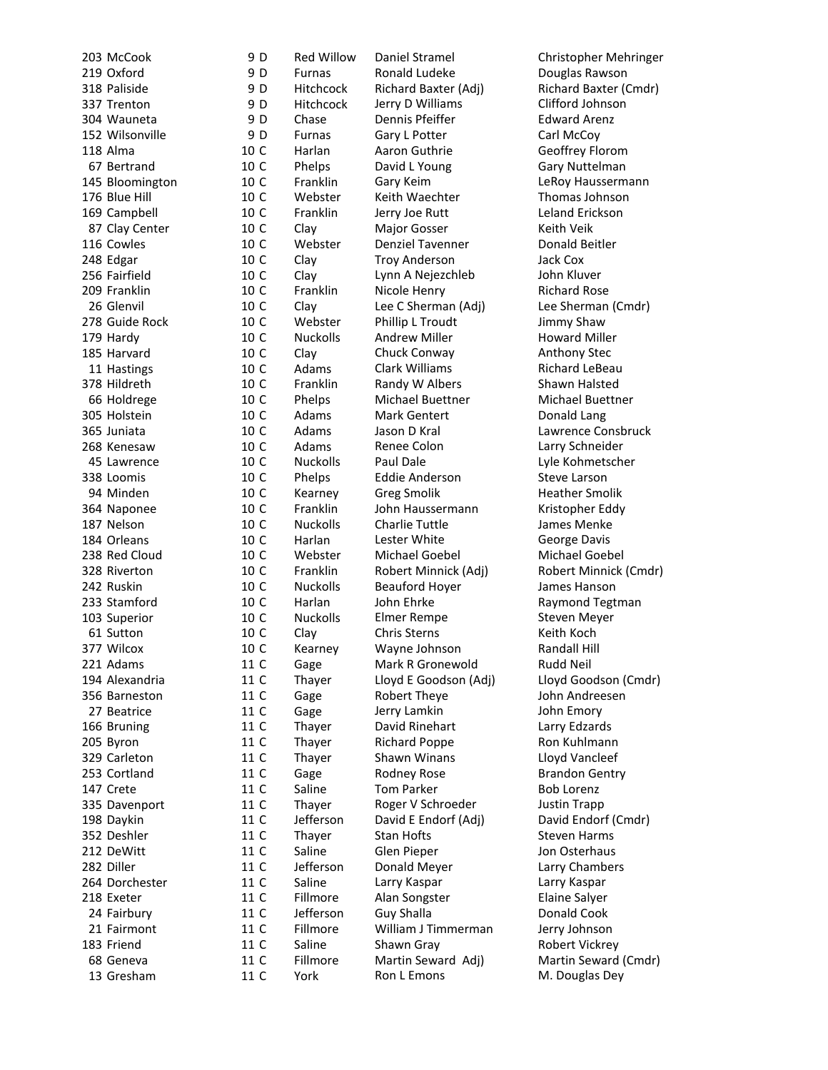| | | | | | | |
|---|---|---|---|---|---|---|
| 203 | McCook | 9 | D | Red Willow | Daniel Stramel | Christopher Mehringer |
| 219 | Oxford | 9 | D | Furnas | Ronald Ludeke | Douglas Rawson |
| 318 | Paliside | 9 | D | Hitchcock | Richard Baxter (Adj) | Richard Baxter (Cmdr) |
| 337 | Trenton | 9 | D | Hitchcock | Jerry D Williams | Clifford Johnson |
| 304 | Wauneta | 9 | D | Chase | Dennis Pfeiffer | Edward Arenz |
| 152 | Wilsonville | 9 | D | Furnas | Gary L Potter | Carl McCoy |
| 118 | Alma | 10 | C | Harlan | Aaron Guthrie | Geoffrey Florom |
| 67 | Bertrand | 10 | C | Phelps | David L Young | Gary Nuttelman |
| 145 | Bloomington | 10 | C | Franklin | Gary Keim | LeRoy Haussermann |
| 176 | Blue Hill | 10 | C | Webster | Keith Waechter | Thomas Johnson |
| 169 | Campbell | 10 | C | Franklin | Jerry Joe Rutt | Leland Erickson |
| 87 | Clay Center | 10 | C | Clay | Major Gosser | Keith Veik |
| 116 | Cowles | 10 | C | Webster | Denziel Tavenner | Donald Beitler |
| 248 | Edgar | 10 | C | Clay | Troy Anderson | Jack Cox |
| 256 | Fairfield | 10 | C | Clay | Lynn A Nejezchleb | John Kluver |
| 209 | Franklin | 10 | C | Franklin | Nicole Henry | Richard Rose |
| 26 | Glenvil | 10 | C | Clay | Lee C Sherman (Adj) | Lee Sherman (Cmdr) |
| 278 | Guide Rock | 10 | C | Webster | Phillip L Troudt | Jimmy Shaw |
| 179 | Hardy | 10 | C | Nuckolls | Andrew Miller | Howard Miller |
| 185 | Harvard | 10 | C | Clay | Chuck Conway | Anthony Stec |
| 11 | Hastings | 10 | C | Adams | Clark Williams | Richard LeBeau |
| 378 | Hildreth | 10 | C | Franklin | Randy W Albers | Shawn Halsted |
| 66 | Holdrege | 10 | C | Phelps | Michael Buettner | Michael Buettner |
| 305 | Holstein | 10 | C | Adams | Mark Gentert | Donald Lang |
| 365 | Juniata | 10 | C | Adams | Jason D Kral | Lawrence Consbruck |
| 268 | Kenesaw | 10 | C | Adams | Renee Colon | Larry Schneider |
| 45 | Lawrence | 10 | C | Nuckolls | Paul Dale | Lyle Kohmetscher |
| 338 | Loomis | 10 | C | Phelps | Eddie Anderson | Steve Larson |
| 94 | Minden | 10 | C | Kearney | Greg Smolik | Heather Smolik |
| 364 | Naponee | 10 | C | Franklin | John Haussermann | Kristopher Eddy |
| 187 | Nelson | 10 | C | Nuckolls | Charlie Tuttle | James Menke |
| 184 | Orleans | 10 | C | Harlan | Lester White | George Davis |
| 238 | Red Cloud | 10 | C | Webster | Michael Goebel | Michael Goebel |
| 328 | Riverton | 10 | C | Franklin | Robert Minnick (Adj) | Robert Minnick (Cmdr) |
| 242 | Ruskin | 10 | C | Nuckolls | Beauford Hoyer | James Hanson |
| 233 | Stamford | 10 | C | Harlan | John Ehrke | Raymond Tegtman |
| 103 | Superior | 10 | C | Nuckolls | Elmer Rempe | Steven Meyer |
| 61 | Sutton | 10 | C | Clay | Chris Sterns | Keith Koch |
| 377 | Wilcox | 10 | C | Kearney | Wayne Johnson | Randall Hill |
| 221 | Adams | 11 | C | Gage | Mark R Gronewold | Rudd Neil |
| 194 | Alexandria | 11 | C | Thayer | Lloyd E Goodson (Adj) | Lloyd Goodson (Cmdr) |
| 356 | Barneston | 11 | C | Gage | Robert Theye | John Andreesen |
| 27 | Beatrice | 11 | C | Gage | Jerry Lamkin | John Emory |
| 166 | Bruning | 11 | C | Thayer | David Rinehart | Larry Edzards |
| 205 | Byron | 11 | C | Thayer | Richard Poppe | Ron Kuhlmann |
| 329 | Carleton | 11 | C | Thayer | Shawn Winans | Lloyd Vancleef |
| 253 | Cortland | 11 | C | Gage | Rodney Rose | Brandon Gentry |
| 147 | Crete | 11 | C | Saline | Tom Parker | Bob Lorenz |
| 335 | Davenport | 11 | C | Thayer | Roger V Schroeder | Justin Trapp |
| 198 | Daykin | 11 | C | Jefferson | David E Endorf (Adj) | David Endorf (Cmdr) |
| 352 | Deshler | 11 | C | Thayer | Stan Hofts | Steven Harms |
| 212 | DeWitt | 11 | C | Saline | Glen Pieper | Jon Osterhaus |
| 282 | Diller | 11 | C | Jefferson | Donald Meyer | Larry Chambers |
| 264 | Dorchester | 11 | C | Saline | Larry Kaspar | Larry Kaspar |
| 218 | Exeter | 11 | C | Fillmore | Alan Songster | Elaine Salyer |
| 24 | Fairbury | 11 | C | Jefferson | Guy Shalla | Donald Cook |
| 21 | Fairmont | 11 | C | Fillmore | William J Timmerman | Jerry Johnson |
| 183 | Friend | 11 | C | Saline | Shawn Gray | Robert Vickrey |
| 68 | Geneva | 11 | C | Fillmore | Martin Seward Adj) | Martin Seward (Cmdr) |
| 13 | Gresham | 11 | C | York | Ron L Emons | M. Douglas Dey |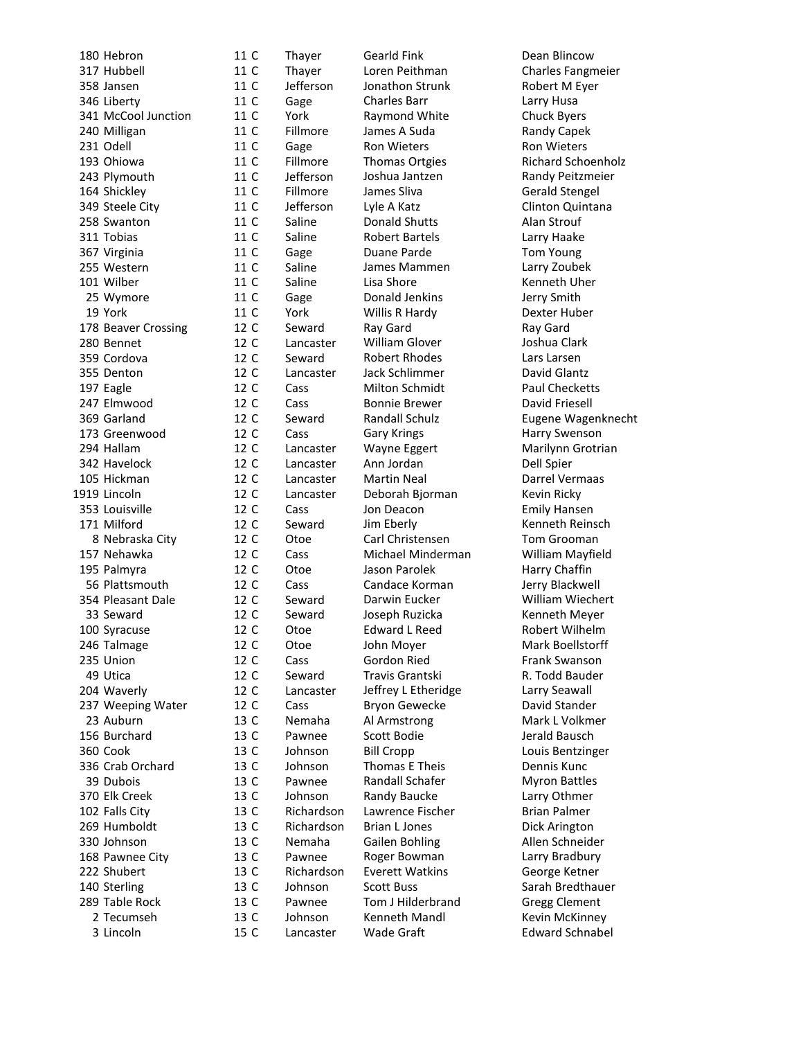| | | | | | |
|---|---|---|---|---|---|
| 180 | Hebron | 11 C | Thayer | Gearld Fink | Dean Blincow |
| 317 | Hubbell | 11 C | Thayer | Loren Peithman | Charles Fangmeier |
| 358 | Jansen | 11 C | Jefferson | Jonathon Strunk | Robert M Eyer |
| 346 | Liberty | 11 C | Gage | Charles Barr | Larry Husa |
| 341 | McCool Junction | 11 C | York | Raymond White | Chuck Byers |
| 240 | Milligan | 11 C | Fillmore | James A Suda | Randy Capek |
| 231 | Odell | 11 C | Gage | Ron Wieters | Ron Wieters |
| 193 | Ohiowa | 11 C | Fillmore | Thomas Ortgies | Richard Schoenholz |
| 243 | Plymouth | 11 C | Jefferson | Joshua Jantzen | Randy Peitzmeier |
| 164 | Shickley | 11 C | Fillmore | James Sliva | Gerald Stengel |
| 349 | Steele City | 11 C | Jefferson | Lyle A Katz | Clinton Quintana |
| 258 | Swanton | 11 C | Saline | Donald Shutts | Alan Strouf |
| 311 | Tobias | 11 C | Saline | Robert Bartels | Larry Haake |
| 367 | Virginia | 11 C | Gage | Duane Parde | Tom Young |
| 255 | Western | 11 C | Saline | James Mammen | Larry Zoubek |
| 101 | Wilber | 11 C | Saline | Lisa Shore | Kenneth Uher |
| 25 | Wymore | 11 C | Gage | Donald Jenkins | Jerry Smith |
| 19 | York | 11 C | York | Willis R Hardy | Dexter Huber |
| 178 | Beaver Crossing | 12 C | Seward | Ray Gard | Ray Gard |
| 280 | Bennet | 12 C | Lancaster | William Glover | Joshua Clark |
| 359 | Cordova | 12 C | Seward | Robert Rhodes | Lars Larsen |
| 355 | Denton | 12 C | Lancaster | Jack Schlimmer | David Glantz |
| 197 | Eagle | 12 C | Cass | Milton Schmidt | Paul Checketts |
| 247 | Elmwood | 12 C | Cass | Bonnie Brewer | David Friesell |
| 369 | Garland | 12 C | Seward | Randall Schulz | Eugene Wagenknecht |
| 173 | Greenwood | 12 C | Cass | Gary Krings | Harry Swenson |
| 294 | Hallam | 12 C | Lancaster | Wayne Eggert | Marilynn Grotrian |
| 342 | Havelock | 12 C | Lancaster | Ann Jordan | Dell Spier |
| 105 | Hickman | 12 C | Lancaster | Martin Neal | Darrel Vermaas |
| 1919 | Lincoln | 12 C | Lancaster | Deborah Bjorman | Kevin Ricky |
| 353 | Louisville | 12 C | Cass | Jon Deacon | Emily Hansen |
| 171 | Milford | 12 C | Seward | Jim Eberly | Kenneth Reinsch |
| 8 | Nebraska City | 12 C | Otoe | Carl Christensen | Tom Grooman |
| 157 | Nehawka | 12 C | Cass | Michael Minderman | William Mayfield |
| 195 | Palmyra | 12 C | Otoe | Jason Parolek | Harry Chaffin |
| 56 | Plattsmouth | 12 C | Cass | Candace Korman | Jerry Blackwell |
| 354 | Pleasant Dale | 12 C | Seward | Darwin Eucker | William Wiechert |
| 33 | Seward | 12 C | Seward | Joseph Ruzicka | Kenneth Meyer |
| 100 | Syracuse | 12 C | Otoe | Edward L Reed | Robert Wilhelm |
| 246 | Talmage | 12 C | Otoe | John Moyer | Mark Boellstorff |
| 235 | Union | 12 C | Cass | Gordon Ried | Frank Swanson |
| 49 | Utica | 12 C | Seward | Travis Grantski | R. Todd Bauder |
| 204 | Waverly | 12 C | Lancaster | Jeffrey L Etheridge | Larry Seawall |
| 237 | Weeping Water | 12 C | Cass | Bryon Gewecke | David Stander |
| 23 | Auburn | 13 C | Nemaha | Al Armstrong | Mark L Volkmer |
| 156 | Burchard | 13 C | Pawnee | Scott Bodie | Jerald Bausch |
| 360 | Cook | 13 C | Johnson | Bill Cropp | Louis Bentzinger |
| 336 | Crab Orchard | 13 C | Johnson | Thomas E Theis | Dennis Kunc |
| 39 | Dubois | 13 C | Pawnee | Randall Schafer | Myron Battles |
| 370 | Elk Creek | 13 C | Johnson | Randy Baucke | Larry Othmer |
| 102 | Falls City | 13 C | Richardson | Lawrence Fischer | Brian Palmer |
| 269 | Humboldt | 13 C | Richardson | Brian L Jones | Dick Arington |
| 330 | Johnson | 13 C | Nemaha | Gailen Bohling | Allen Schneider |
| 168 | Pawnee City | 13 C | Pawnee | Roger Bowman | Larry Bradbury |
| 222 | Shubert | 13 C | Richardson | Everett Watkins | George Ketner |
| 140 | Sterling | 13 C | Johnson | Scott Buss | Sarah Bredthauer |
| 289 | Table Rock | 13 C | Pawnee | Tom J Hilderbrand | Gregg Clement |
| 2 | Tecumseh | 13 C | Johnson | Kenneth Mandl | Kevin McKinney |
| 3 | Lincoln | 15 C | Lancaster | Wade Graft | Edward Schnabel |